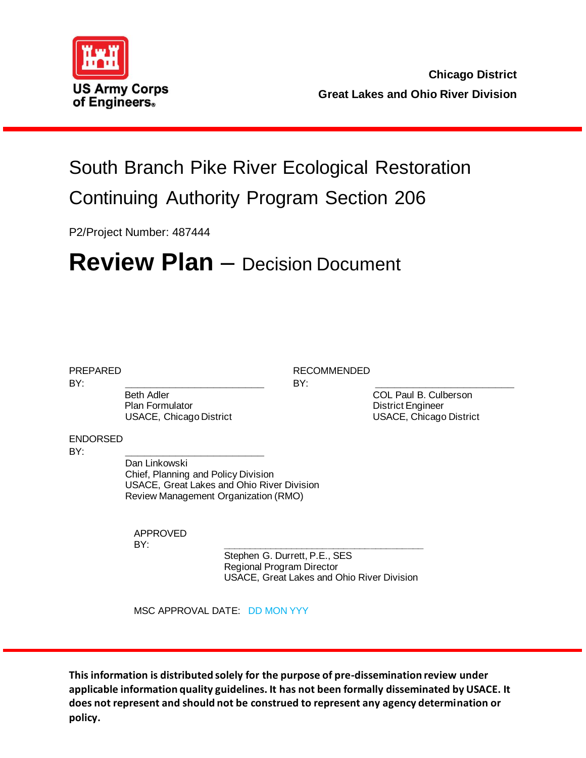US Army Corps of Engineers

**Chicago District**
**Great Lakes and Ohio River Division**

# South Branch Pike River Ecological Restoration Continuing Authority Program Section 206

P2/Project Number: 487444

# **Review Plan** – Decision Document

PREPARED BY: ______________________
Beth Adler
Plan Formulator
USACE, Chicago District

RECOMMENDED BY: ______________________
COL Paul B. Culberson
District Engineer
USACE, Chicago District

ENDORSED BY: ______________________
Dan Linkowski
Chief, Planning and Policy Division
USACE, Great Lakes and Ohio River Division
Review Management Organization (RMO)

APPROVED BY: ______________________
Stephen G. Durrett, P.E., SES
Regional Program Director
USACE, Great Lakes and Ohio River Division

MSC APPROVAL DATE: DD MON YYY

**This information is distributed solely for the purpose of pre-dissemination review under applicable information quality guidelines. It has not been formally disseminated by USACE. It does not represent and should not be construed to represent any agency determination or policy.**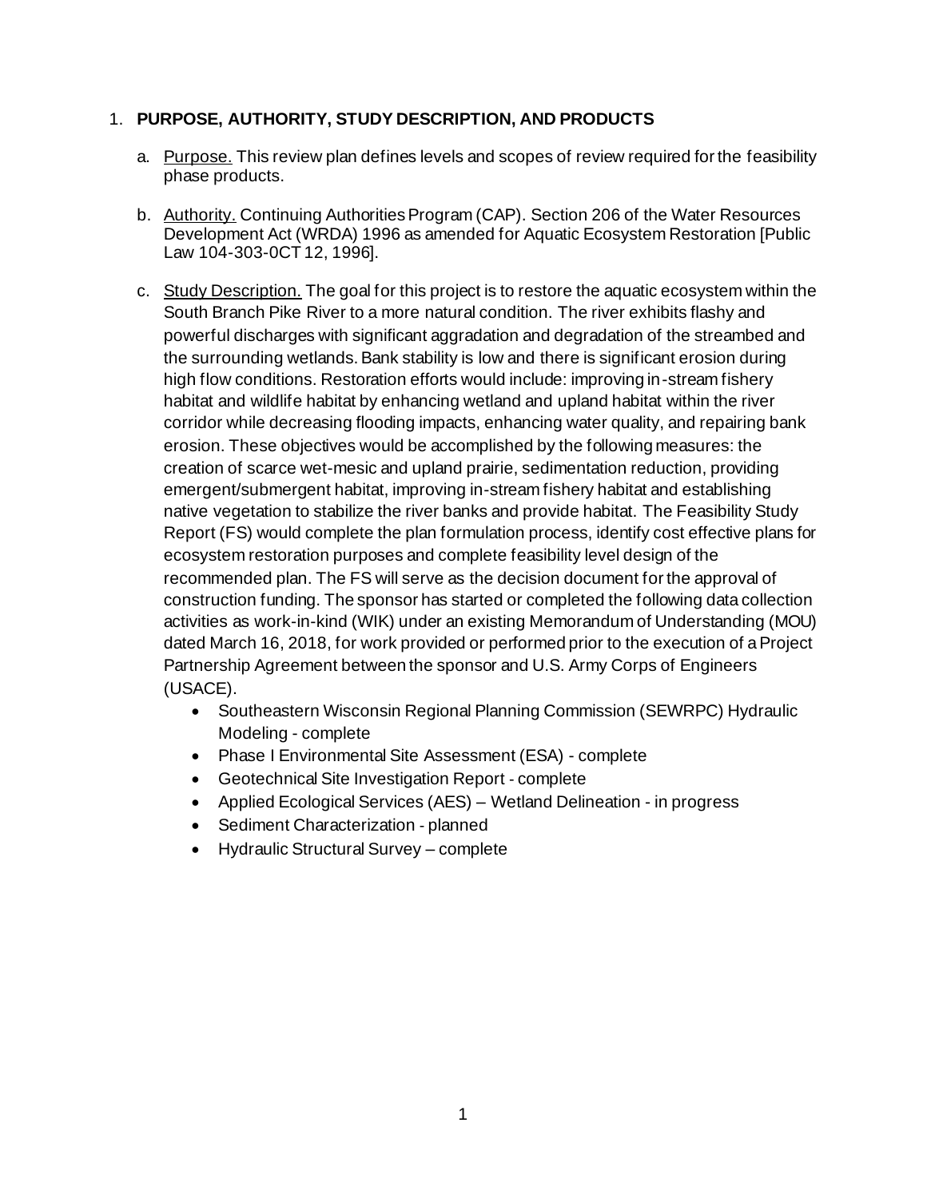1. **PURPOSE, AUTHORITY, STUDY DESCRIPTION, AND PRODUCTS**

   a. Purpose. This review plan defines levels and scopes of review required for the feasibility phase products.

   b. Authority. Continuing Authorities Program (CAP). Section 206 of the Water Resources Development Act (WRDA) 1996 as amended for Aquatic Ecosystem Restoration [Public Law 104-303-0CT 12, 1996].

   c. Study Description. The goal for this project is to restore the aquatic ecosystem within the South Branch Pike River to a more natural condition. The river exhibits flashy and powerful discharges with significant aggradation and degradation of the streambed and the surrounding wetlands. Bank stability is low and there is significant erosion during high flow conditions. Restoration efforts would include: improving in-stream fishery habitat and wildlife habitat by enhancing wetland and upland habitat within the river corridor while decreasing flooding impacts, enhancing water quality, and repairing bank erosion. These objectives would be accomplished by the following measures: the creation of scarce wet-mesic and upland prairie, sedimentation reduction, providing emergent/submergent habitat, improving in-stream fishery habitat and establishing native vegetation to stabilize the river banks and provide habitat. The Feasibility Study Report (FS) would complete the plan formulation process, identify cost effective plans for ecosystem restoration purposes and complete feasibility level design of the recommended plan. The FS will serve as the decision document for the approval of construction funding. The sponsor has started or completed the following data collection activities as work-in-kind (WIK) under an existing Memorandum of Understanding (MOU) dated March 16, 2018, for work provided or performed prior to the execution of a Project Partnership Agreement between the sponsor and U.S. Army Corps of Engineers (USACE).

      - Southeastern Wisconsin Regional Planning Commission (SEWRPC) Hydraulic Modeling - complete
      - Phase I Environmental Site Assessment (ESA) - complete
      - Geotechnical Site Investigation Report - complete
      - Applied Ecological Services (AES) – Wetland Delineation - in progress
      - Sediment Characterization - planned
      - Hydraulic Structural Survey – complete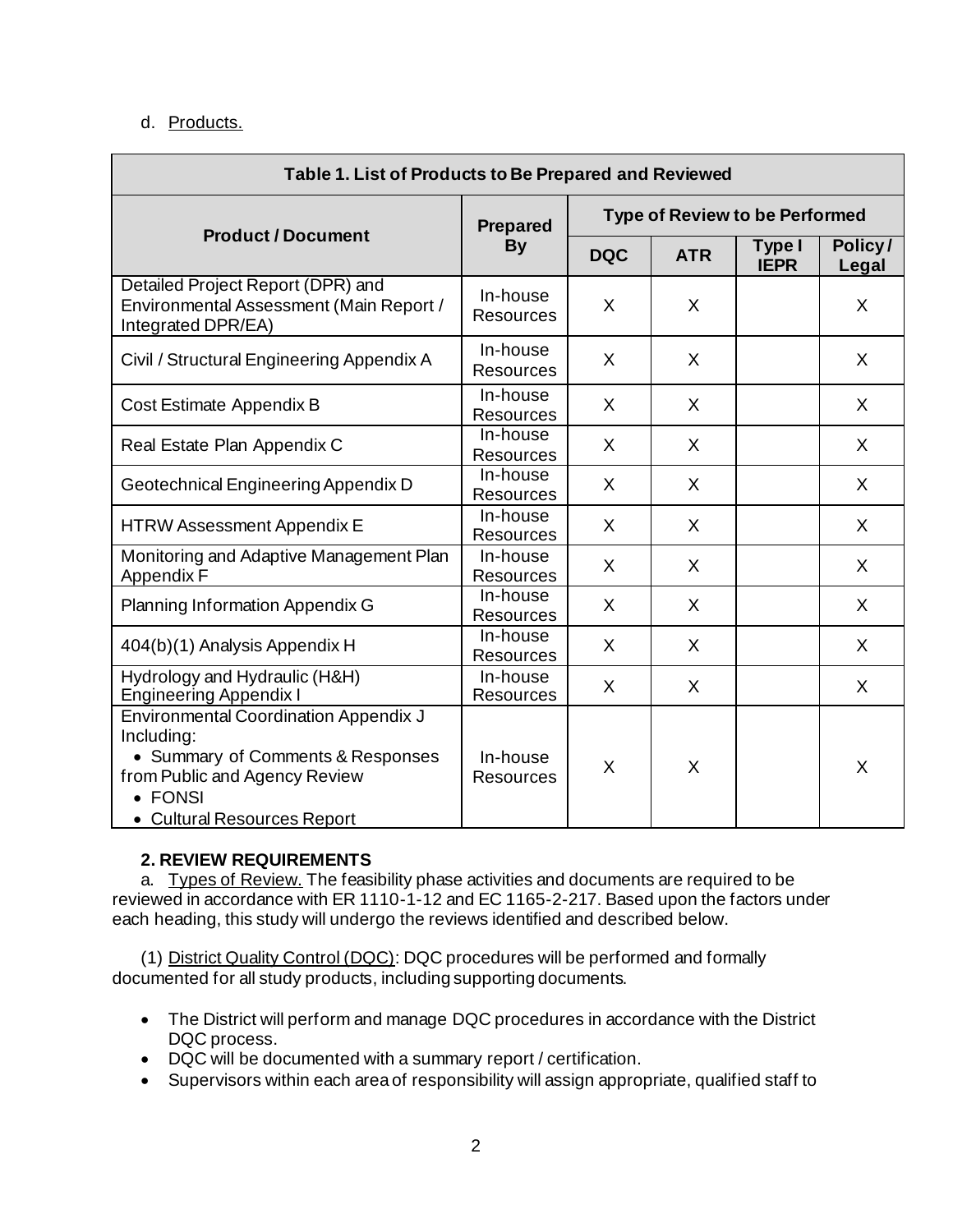d. Products.

| Table 1. List of Products to Be Prepared and Reviewed | | | | | |
|---|---|---|---|---|---|
| Product / Document | Prepared By | Type of Review to be Performed | | | |
| | | DQC | ATR | Type I IEPR | Policy / Legal |
| Detailed Project Report (DPR) and Environmental Assessment (Main Report / Integrated DPR/EA) | In-house Resources | X | X | | X |
| Civil / Structural Engineering Appendix A | In-house Resources | X | X | | X |
| Cost Estimate Appendix B | In-house Resources | X | X | | X |
| Real Estate Plan Appendix C | In-house Resources | X | X | | X |
| Geotechnical Engineering Appendix D | In-house Resources | X | X | | X |
| HTRW Assessment Appendix E | In-house Resources | X | X | | X |
| Monitoring and Adaptive Management Plan Appendix F | In-house Resources | X | X | | X |
| Planning Information Appendix G | In-house Resources | X | X | | X |
| 404(b)(1) Analysis Appendix H | In-house Resources | X | X | | X |
| Hydrology and Hydraulic (H&H) Engineering Appendix I | In-house Resources | X | X | | X |
| Environmental Coordination Appendix J Including: • Summary of Comments & Responses from Public and Agency Review • FONSI • Cultural Resources Report | In-house Resources | X | X | | X |

**2. REVIEW REQUIREMENTS**

a. Types of Review. The feasibility phase activities and documents are required to be reviewed in accordance with ER 1110-1-12 and EC 1165-2-217. Based upon the factors under each heading, this study will undergo the reviews identified and described below.

(1) District Quality Control (DQC): DQC procedures will be performed and formally documented for all study products, including supporting documents.

- The District will perform and manage DQC procedures in accordance with the District DQC process.
- DQC will be documented with a summary report / certification.
- Supervisors within each area of responsibility will assign appropriate, qualified staff to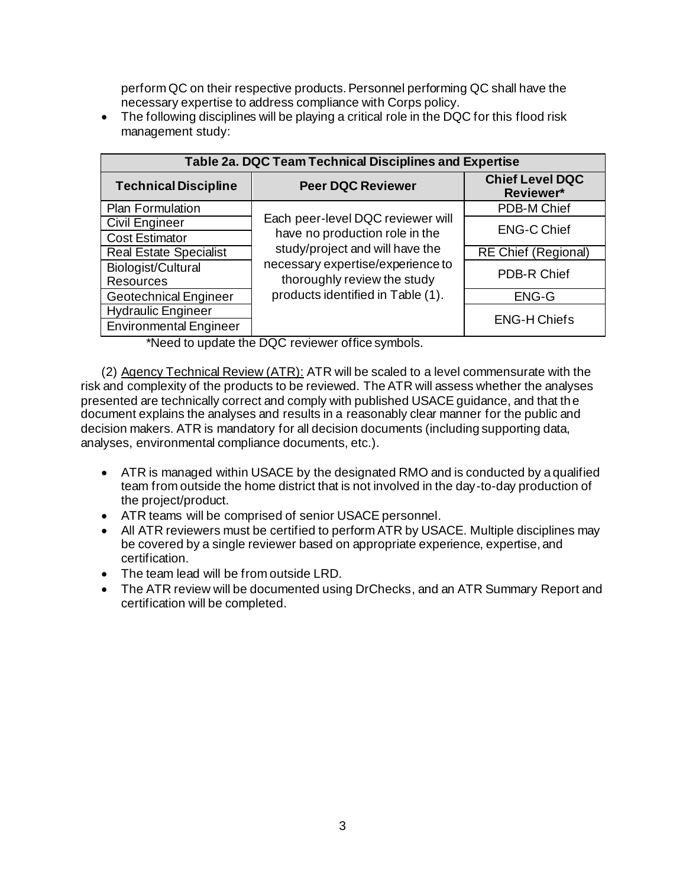perform QC on their respective products. Personnel performing QC shall have the necessary expertise to address compliance with Corps policy.

- The following disciplines will be playing a critical role in the DQC for this flood risk management study:

| Table 2a. DQC Team Technical Disciplines and Expertise | | |
|---|---|---|
| **Technical Discipline** | **Peer DQC Reviewer** | **Chief Level DQC Reviewer*** |
| Plan Formulation | Each peer-level DQC reviewer will have no production role in the study/project and will have the necessary expertise/experience to thoroughly review the study products identified in Table (1). | PDB-M Chief |
| Civil Engineer | | ENG-C Chief |
| Cost Estimator | | |
| Real Estate Specialist | | RE Chief (Regional) |
| Biologist/Cultural Resources | | PDB-R Chief |
| Geotechnical Engineer | | ENG-G |
| Hydraulic Engineer | | ENG-H Chiefs |
| Environmental Engineer | | |

*Need to update the DQC reviewer office symbols.

(2) Agency Technical Review (ATR): ATR will be scaled to a level commensurate with the risk and complexity of the products to be reviewed. The ATR will assess whether the analyses presented are technically correct and comply with published USACE guidance, and that the document explains the analyses and results in a reasonably clear manner for the public and decision makers. ATR is mandatory for all decision documents (including supporting data, analyses, environmental compliance documents, etc.).

- ATR is managed within USACE by the designated RMO and is conducted by a qualified team from outside the home district that is not involved in the day-to-day production of the project/product.
- ATR teams will be comprised of senior USACE personnel.
- All ATR reviewers must be certified to perform ATR by USACE. Multiple disciplines may be covered by a single reviewer based on appropriate experience, expertise, and certification.
- The team lead will be from outside LRD.
- The ATR review will be documented using DrChecks, and an ATR Summary Report and certification will be completed.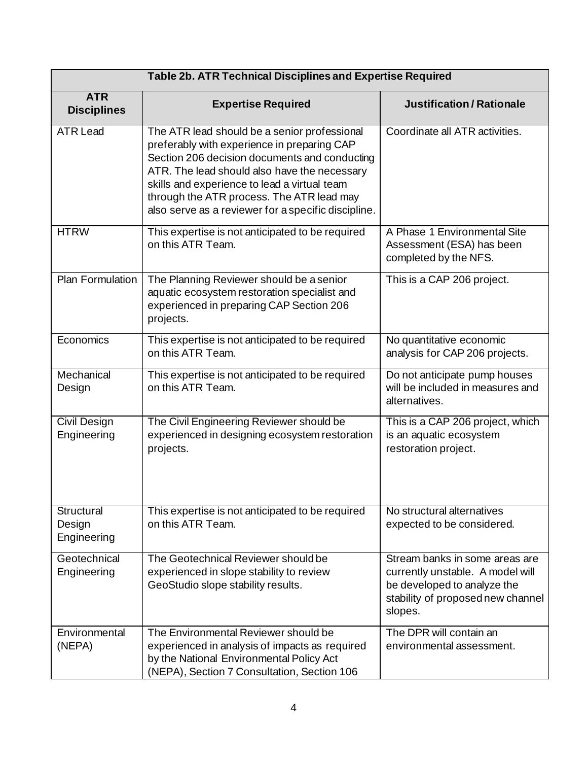| Table 2b. ATR Technical Disciplines and Expertise Required | | |
|---|---|---|
| **ATR Disciplines** | **Expertise Required** | **Justification / Rationale** |
| ATR Lead | The ATR lead should be a senior professional preferably with experience in preparing CAP Section 206 decision documents and conducting ATR. The lead should also have the necessary skills and experience to lead a virtual team through the ATR process. The ATR lead may also serve as a reviewer for a specific discipline. | Coordinate all ATR activities. |
| HTRW | This expertise is not anticipated to be required on this ATR Team. | A Phase 1 Environmental Site Assessment (ESA) has been completed by the NFS. |
| Plan Formulation | The Planning Reviewer should be a senior aquatic ecosystem restoration specialist and experienced in preparing CAP Section 206 projects. | This is a CAP 206 project. |
| Economics | This expertise is not anticipated to be required on this ATR Team. | No quantitative economic analysis for CAP 206 projects. |
| Mechanical Design | This expertise is not anticipated to be required on this ATR Team. | Do not anticipate pump houses will be included in measures and alternatives. |
| Civil Design Engineering | The Civil Engineering Reviewer should be experienced in designing ecosystem restoration projects. | This is a CAP 206 project, which is an aquatic ecosystem restoration project. |
| Structural Design Engineering | This expertise is not anticipated to be required on this ATR Team. | No structural alternatives expected to be considered. |
| Geotechnical Engineering | The Geotechnical Reviewer should be experienced in slope stability to review GeoStudio slope stability results. | Stream banks in some areas are currently unstable. A model will be developed to analyze the stability of proposed new channel slopes. |
| Environmental (NEPA) | The Environmental Reviewer should be experienced in analysis of impacts as required by the National Environmental Policy Act (NEPA), Section 7 Consultation, Section 106 | The DPR will contain an environmental assessment. |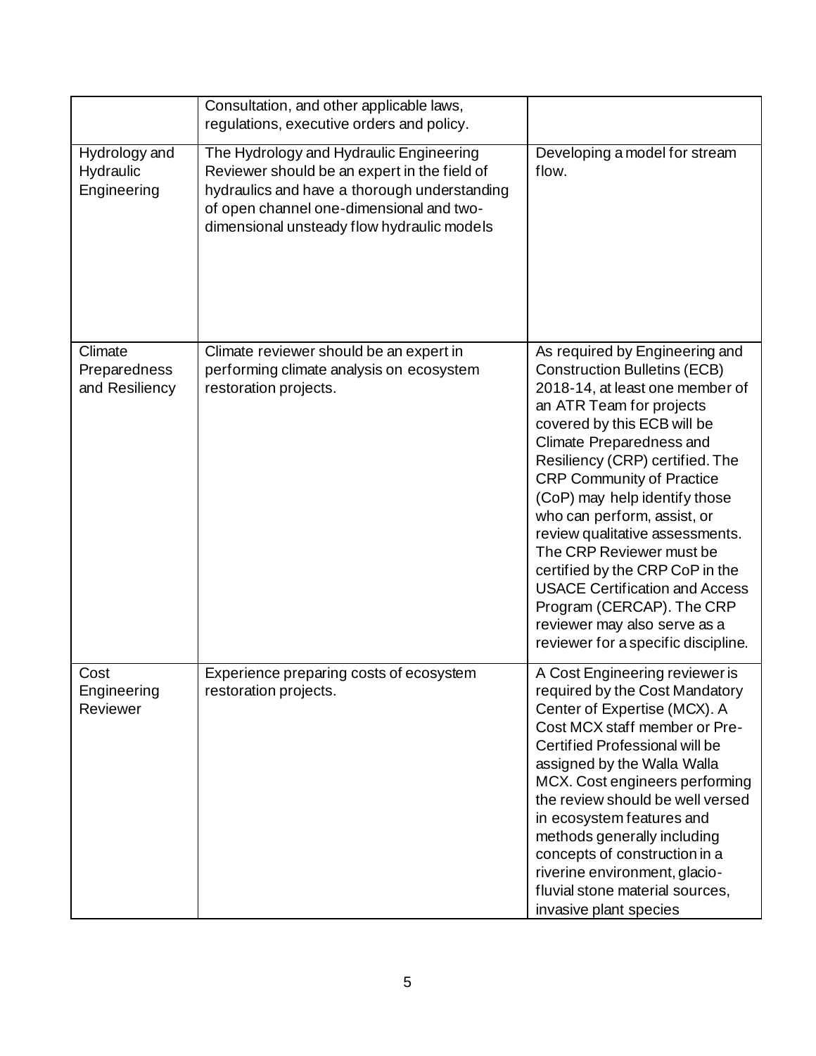|  |  |  |
|---|---|---|
|  | Consultation, and other applicable laws, regulations, executive orders and policy. |  |
| Hydrology and Hydraulic Engineering | The Hydrology and Hydraulic Engineering Reviewer should be an expert in the field of hydraulics and have a thorough understanding of open channel one-dimensional and two-dimensional unsteady flow hydraulic models | Developing a model for stream flow. |
| Climate Preparedness and Resiliency | Climate reviewer should be an expert in performing climate analysis on ecosystem restoration projects. | As required by Engineering and Construction Bulletins (ECB) 2018-14, at least one member of an ATR Team for projects covered by this ECB will be Climate Preparedness and Resiliency (CRP) certified. The CRP Community of Practice (CoP) may help identify those who can perform, assist, or review qualitative assessments. The CRP Reviewer must be certified by the CRP CoP in the USACE Certification and Access Program (CERCAP). The CRP reviewer may also serve as a reviewer for a specific discipline. |
| Cost Engineering Reviewer | Experience preparing costs of ecosystem restoration projects. | A Cost Engineering reviewer is required by the Cost Mandatory Center of Expertise (MCX). A Cost MCX staff member or Pre-Certified Professional will be assigned by the Walla Walla MCX. Cost engineers performing the review should be well versed in ecosystem features and methods generally including concepts of construction in a riverine environment, glacio-fluvial stone material sources, invasive plant species |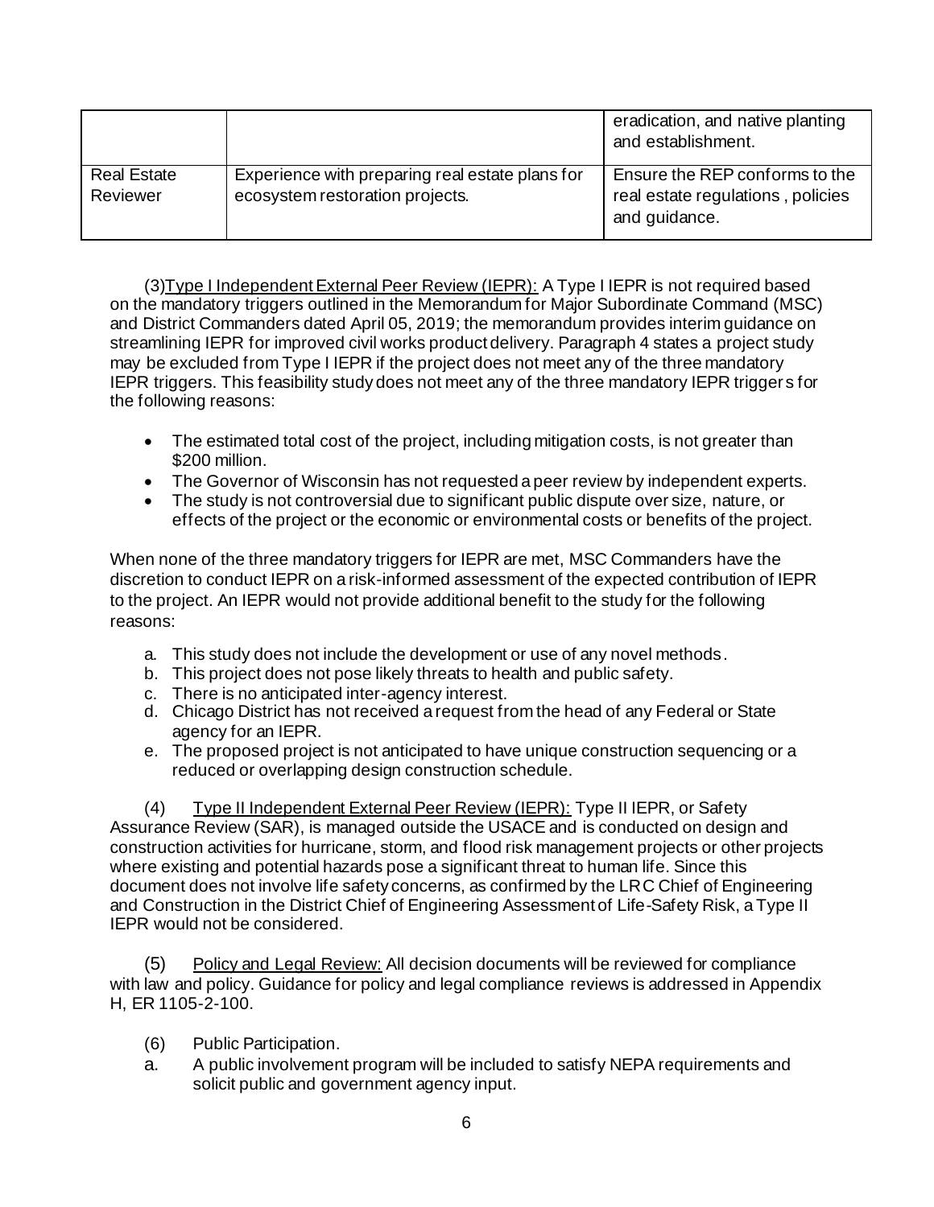| | | |
|---|---|---|
| | | eradication, and native planting and establishment. |
| Real Estate Reviewer | Experience with preparing real estate plans for ecosystem restoration projects. | Ensure the REP conforms to the real estate regulations , policies and guidance. |

(3) Type I Independent External Peer Review (IEPR): A Type I IEPR is not required based on the mandatory triggers outlined in the Memorandum for Major Subordinate Command (MSC) and District Commanders dated April 05, 2019; the memorandum provides interim guidance on streamlining IEPR for improved civil works product delivery. Paragraph 4 states a project study may be excluded from Type I IEPR if the project does not meet any of the three mandatory IEPR triggers. This feasibility study does not meet any of the three mandatory IEPR triggers for the following reasons:

- The estimated total cost of the project, including mitigation costs, is not greater than $200 million.
- The Governor of Wisconsin has not requested a peer review by independent experts.
- The study is not controversial due to significant public dispute over size, nature, or effects of the project or the economic or environmental costs or benefits of the project.

When none of the three mandatory triggers for IEPR are met, MSC Commanders have the discretion to conduct IEPR on a risk-informed assessment of the expected contribution of IEPR to the project. An IEPR would not provide additional benefit to the study for the following reasons:

a. This study does not include the development or use of any novel methods.
b. This project does not pose likely threats to health and public safety.
c. There is no anticipated inter-agency interest.
d. Chicago District has not received a request from the head of any Federal or State agency for an IEPR.
e. The proposed project is not anticipated to have unique construction sequencing or a reduced or overlapping design construction schedule.

(4) Type II Independent External Peer Review (IEPR): Type II IEPR, or Safety Assurance Review (SAR), is managed outside the USACE and is conducted on design and construction activities for hurricane, storm, and flood risk management projects or other projects where existing and potential hazards pose a significant threat to human life. Since this document does not involve life safety concerns, as confirmed by the LRC Chief of Engineering and Construction in the District Chief of Engineering Assessment of Life-Safety Risk, a Type II IEPR would not be considered.

(5) Policy and Legal Review: All decision documents will be reviewed for compliance with law and policy. Guidance for policy and legal compliance reviews is addressed in Appendix H, ER 1105-2-100.

(6) Public Participation.

a. A public involvement program will be included to satisfy NEPA requirements and solicit public and government agency input.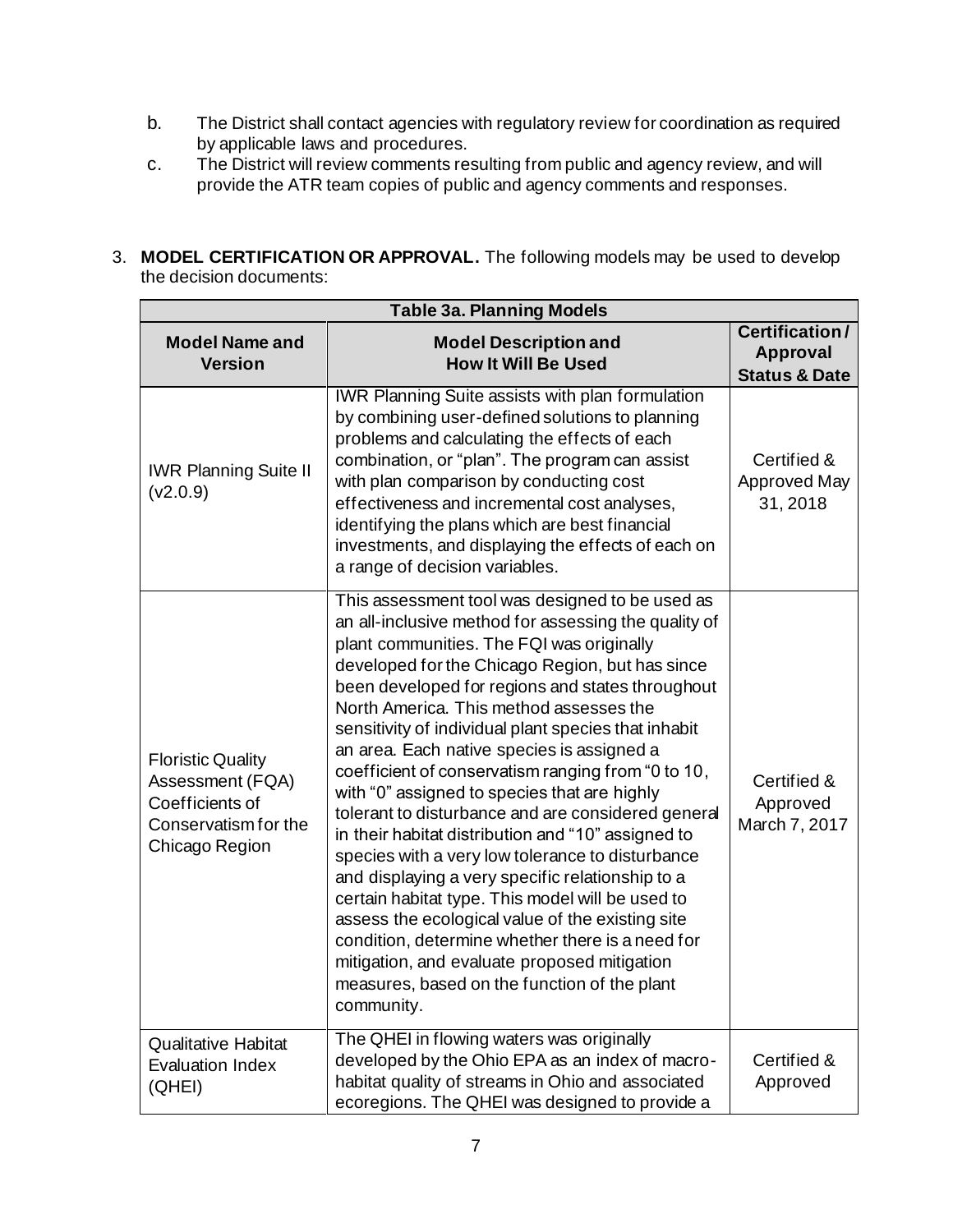b. The District shall contact agencies with regulatory review for coordination as required by applicable laws and procedures.

c. The District will review comments resulting from public and agency review, and will provide the ATR team copies of public and agency comments and responses.

3. **MODEL CERTIFICATION OR APPROVAL.** The following models may be used to develop the decision documents:

| Table 3a. Planning Models | | |
|---|---|---|
| **Model Name and Version** | **Model Description and How It Will Be Used** | **Certification / Approval Status & Date** |
| IWR Planning Suite II (v2.0.9) | IWR Planning Suite assists with plan formulation by combining user-defined solutions to planning problems and calculating the effects of each combination, or "plan". The program can assist with plan comparison by conducting cost effectiveness and incremental cost analyses, identifying the plans which are best financial investments, and displaying the effects of each on a range of decision variables. | Certified & Approved May 31, 2018 |
| Floristic Quality Assessment (FQA) Coefficients of Conservatism for the Chicago Region | This assessment tool was designed to be used as an all-inclusive method for assessing the quality of plant communities. The FQI was originally developed for the Chicago Region, but has since been developed for regions and states throughout North America. This method assesses the sensitivity of individual plant species that inhabit an area. Each native species is assigned a coefficient of conservatism ranging from "0 to 10, with "0" assigned to species that are highly tolerant to disturbance and are considered general in their habitat distribution and "10" assigned to species with a very low tolerance to disturbance and displaying a very specific relationship to a certain habitat type. This model will be used to assess the ecological value of the existing site condition, determine whether there is a need for mitigation, and evaluate proposed mitigation measures, based on the function of the plant community. | Certified & Approved March 7, 2017 |
| Qualitative Habitat Evaluation Index (QHEI) | The QHEI in flowing waters was originally developed by the Ohio EPA as an index of macro-habitat quality of streams in Ohio and associated ecoregions. The QHEI was designed to provide a | Certified & Approved |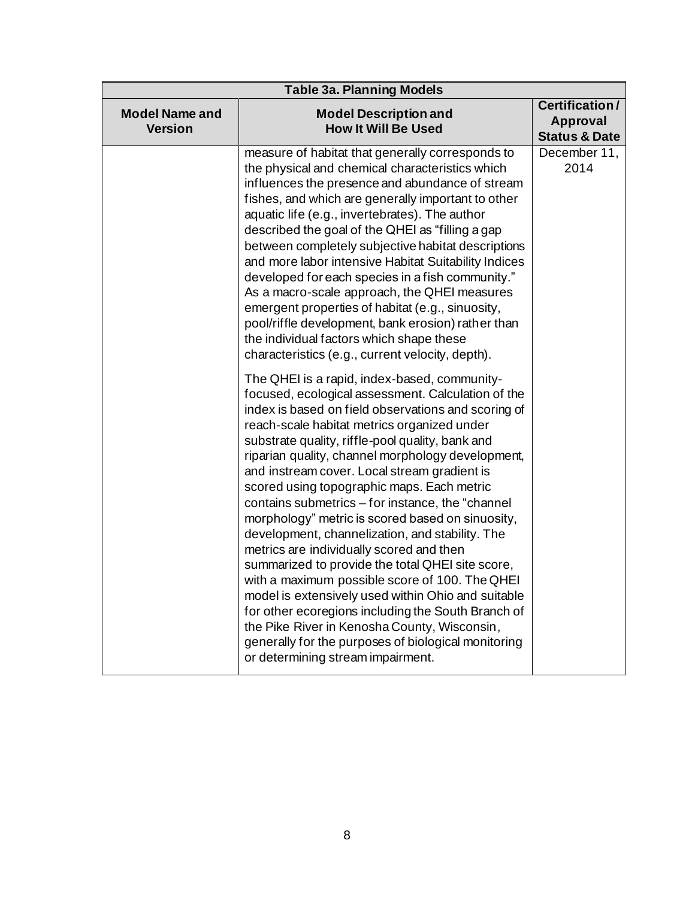| Table 3a. Planning Models | | |
|---|---|---|
| **Model Name and Version** | **Model Description and How It Will Be Used** | **Certification / Approval Status & Date** |
| | measure of habitat that generally corresponds to the physical and chemical characteristics which influences the presence and abundance of stream fishes, and which are generally important to other aquatic life (e.g., invertebrates). The author described the goal of the QHEI as "filling a gap between completely subjective habitat descriptions and more labor intensive Habitat Suitability Indices developed for each species in a fish community." As a macro-scale approach, the QHEI measures emergent properties of habitat (e.g., sinuosity, pool/riffle development, bank erosion) rather than the individual factors which shape these characteristics (e.g., current velocity, depth).<br><br>The QHEI is a rapid, index-based, community-focused, ecological assessment. Calculation of the index is based on field observations and scoring of reach-scale habitat metrics organized under substrate quality, riffle-pool quality, bank and riparian quality, channel morphology development, and instream cover. Local stream gradient is scored using topographic maps. Each metric contains submetrics – for instance, the "channel morphology" metric is scored based on sinuosity, development, channelization, and stability. The metrics are individually scored and then summarized to provide the total QHEI site score, with a maximum possible score of 100. The QHEI model is extensively used within Ohio and suitable for other ecoregions including the South Branch of the Pike River in Kenosha County, Wisconsin, generally for the purposes of biological monitoring or determining stream impairment. | December 11, 2014 |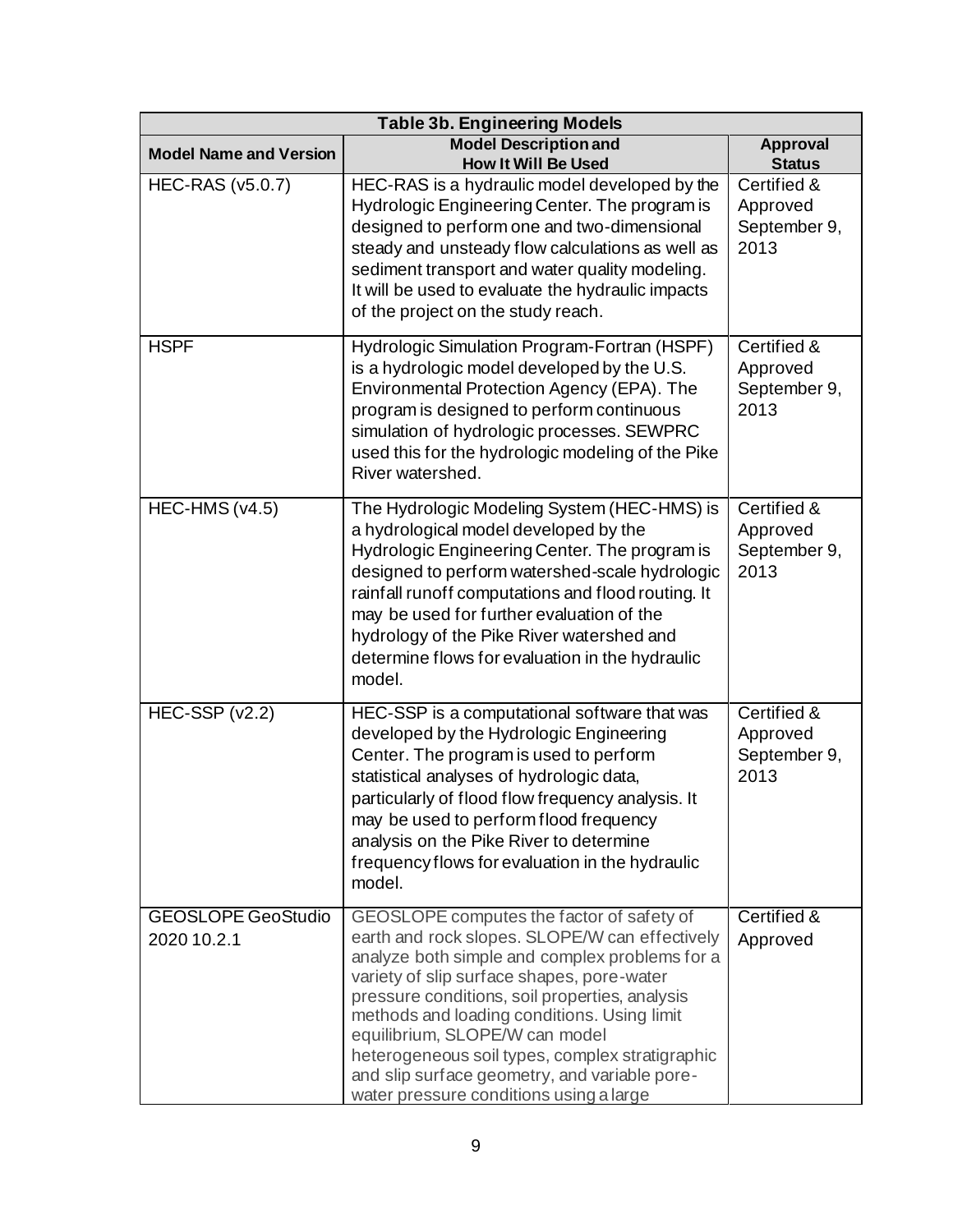| Table 3b. Engineering Models | | |
|---|---|---|
| **Model Name and Version** | **Model Description and How It Will Be Used** | **Approval Status** |
| HEC-RAS (v5.0.7) | HEC-RAS is a hydraulic model developed by the Hydrologic Engineering Center. The program is designed to perform one and two-dimensional steady and unsteady flow calculations as well as sediment transport and water quality modeling. It will be used to evaluate the hydraulic impacts of the project on the study reach. | Certified & Approved September 9, 2013 |
| HSPF | Hydrologic Simulation Program-Fortran (HSPF) is a hydrologic model developed by the U.S. Environmental Protection Agency (EPA). The program is designed to perform continuous simulation of hydrologic processes. SEWPRC used this for the hydrologic modeling of the Pike River watershed. | Certified & Approved September 9, 2013 |
| HEC-HMS (v4.5) | The Hydrologic Modeling System (HEC-HMS) is a hydrological model developed by the Hydrologic Engineering Center. The program is designed to perform watershed-scale hydrologic rainfall runoff computations and flood routing. It may be used for further evaluation of the hydrology of the Pike River watershed and determine flows for evaluation in the hydraulic model. | Certified & Approved September 9, 2013 |
| HEC-SSP (v2.2) | HEC-SSP is a computational software that was developed by the Hydrologic Engineering Center. The program is used to perform statistical analyses of hydrologic data, particularly of flood flow frequency analysis. It may be used to perform flood frequency analysis on the Pike River to determine frequency flows for evaluation in the hydraulic model. | Certified & Approved September 9, 2013 |
| GEOSLOPE GeoStudio 2020 10.2.1 | GEOSLOPE computes the factor of safety of earth and rock slopes. SLOPE/W can effectively analyze both simple and complex problems for a variety of slip surface shapes, pore-water pressure conditions, soil properties, analysis methods and loading conditions. Using limit equilibrium, SLOPE/W can model heterogeneous soil types, complex stratigraphic and slip surface geometry, and variable pore-water pressure conditions using a large | Certified & Approved |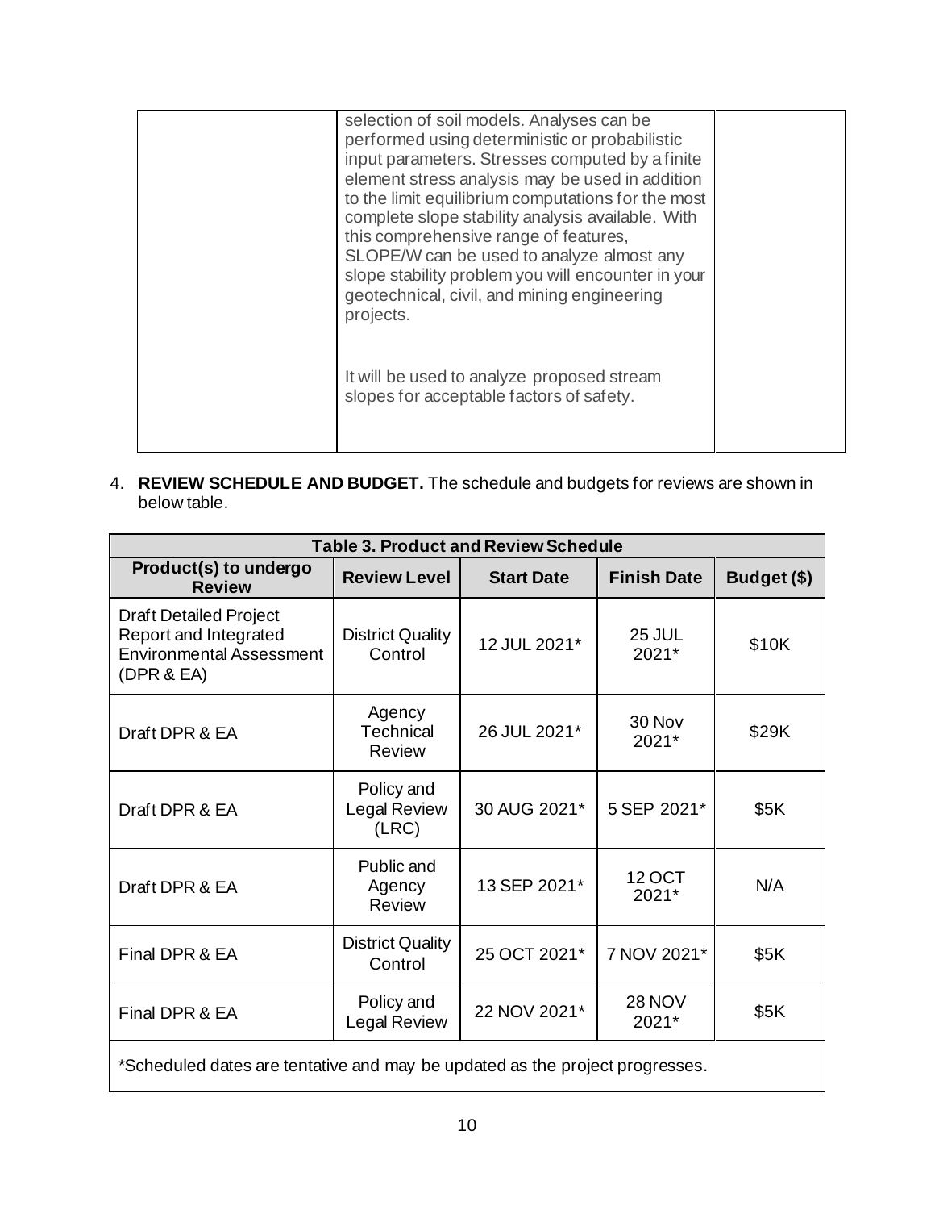| | | |
|---|---|---|
| | selection of soil models. Analyses can be performed using deterministic or probabilistic input parameters. Stresses computed by a finite element stress analysis may be used in addition to the limit equilibrium computations for the most complete slope stability analysis available. With this comprehensive range of features, SLOPE/W can be used to analyze almost any slope stability problem you will encounter in your geotechnical, civil, and mining engineering projects.<br><br>It will be used to analyze proposed stream slopes for acceptable factors of safety. | |

4. **REVIEW SCHEDULE AND BUDGET.** The schedule and budgets for reviews are shown in below table.

| Table 3. Product and Review Schedule | | | | |
|---|---|---|---|---|
| **Product(s) to undergo Review** | **Review Level** | **Start Date** | **Finish Date** | **Budget ($)** |
| Draft Detailed Project Report and Integrated Environmental Assessment (DPR & EA) | District Quality Control | 12 JUL 2021* | 25 JUL 2021* | $10K |
| Draft DPR & EA | Agency Technical Review | 26 JUL 2021* | 30 Nov 2021* | $29K |
| Draft DPR & EA | Policy and Legal Review (LRC) | 30 AUG 2021* | 5 SEP 2021* | $5K |
| Draft DPR & EA | Public and Agency Review | 13 SEP 2021* | 12 OCT 2021* | N/A |
| Final DPR & EA | District Quality Control | 25 OCT 2021* | 7 NOV 2021* | $5K |
| Final DPR & EA | Policy and Legal Review | 22 NOV 2021* | 28 NOV 2021* | $5K |
| *Scheduled dates are tentative and may be updated as the project progresses. | | | | |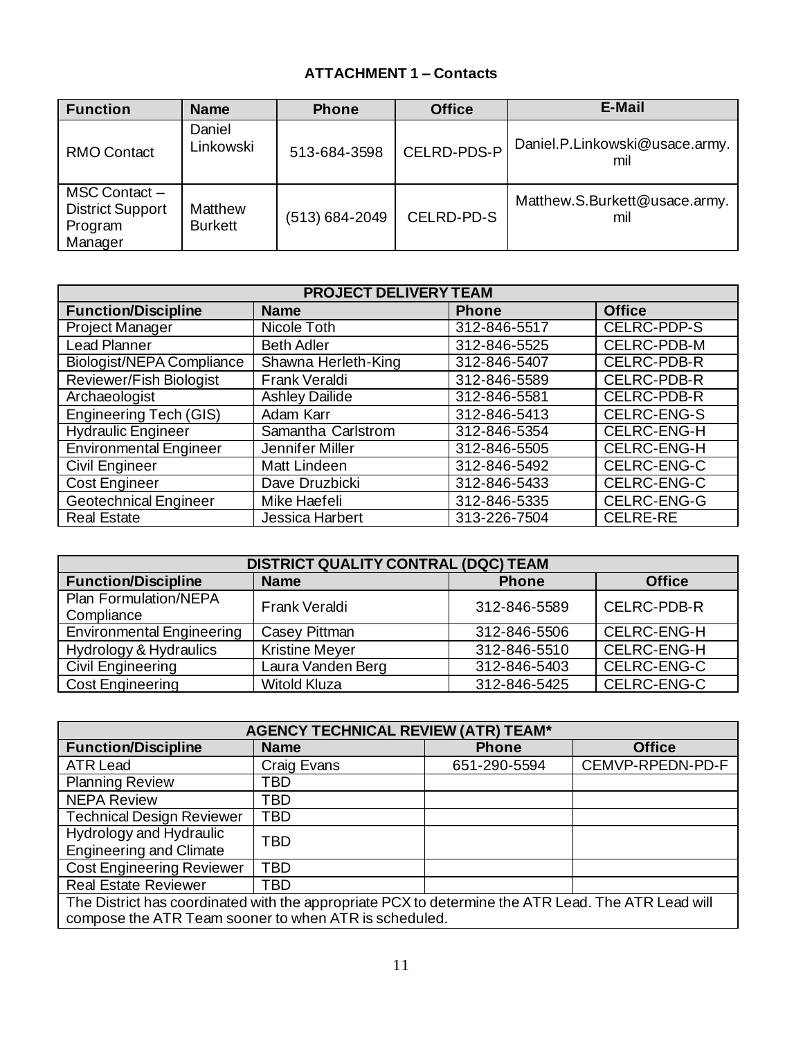## ATTACHMENT 1 – Contacts

| Function | Name | Phone | Office | E-Mail |
|---|---|---|---|---|
| RMO Contact | Daniel Linkowski | 513-684-3598 | CELRD-PDS-P | Daniel.P.Linkowski@usace.army.mil |
| MSC Contact – District Support Program Manager | Matthew Burkett | (513) 684-2049 | CELRD-PD-S | Matthew.S.Burkett@usace.army.mil |

| PROJECT DELIVERY TEAM | | | |
|---|---|---|---|
| **Function/Discipline** | **Name** | **Phone** | **Office** |
| Project Manager | Nicole Toth | 312-846-5517 | CELRC-PDP-S |
| Lead Planner | Beth Adler | 312-846-5525 | CELRC-PDB-M |
| Biologist/NEPA Compliance | Shawna Herleth-King | 312-846-5407 | CELRC-PDB-R |
| Reviewer/Fish Biologist | Frank Veraldi | 312-846-5589 | CELRC-PDB-R |
| Archaeologist | Ashley Dailide | 312-846-5581 | CELRC-PDB-R |
| Engineering Tech (GIS) | Adam Karr | 312-846-5413 | CELRC-ENG-S |
| Hydraulic Engineer | Samantha Carlstrom | 312-846-5354 | CELRC-ENG-H |
| Environmental Engineer | Jennifer Miller | 312-846-5505 | CELRC-ENG-H |
| Civil Engineer | Matt Lindeen | 312-846-5492 | CELRC-ENG-C |
| Cost Engineer | Dave Druzbicki | 312-846-5433 | CELRC-ENG-C |
| Geotechnical Engineer | Mike Haefeli | 312-846-5335 | CELRC-ENG-G |
| Real Estate | Jessica Harbert | 313-226-7504 | CELRE-RE |

| DISTRICT QUALITY CONTRAL (DQC) TEAM | | | |
|---|---|---|---|
| **Function/Discipline** | **Name** | **Phone** | **Office** |
| Plan Formulation/NEPA Compliance | Frank Veraldi | 312-846-5589 | CELRC-PDB-R |
| Environmental Engineering | Casey Pittman | 312-846-5506 | CELRC-ENG-H |
| Hydrology & Hydraulics | Kristine Meyer | 312-846-5510 | CELRC-ENG-H |
| Civil Engineering | Laura Vanden Berg | 312-846-5403 | CELRC-ENG-C |
| Cost Engineering | Witold Kluza | 312-846-5425 | CELRC-ENG-C |

| AGENCY TECHNICAL REVIEW (ATR) TEAM* | | | |
|---|---|---|---|
| **Function/Discipline** | **Name** | **Phone** | **Office** |
| ATR Lead | Craig Evans | 651-290-5594 | CEMVP-RPEDN-PD-F |
| Planning Review | TBD | | |
| NEPA Review | TBD | | |
| Technical Design Reviewer | TBD | | |
| Hydrology and Hydraulic Engineering and Climate | TBD | | |
| Cost Engineering Reviewer | TBD | | |
| Real Estate Reviewer | TBD | | |
| The District has coordinated with the appropriate PCX to determine the ATR Lead. The ATR Lead will compose the ATR Team sooner to when ATR is scheduled. | | | |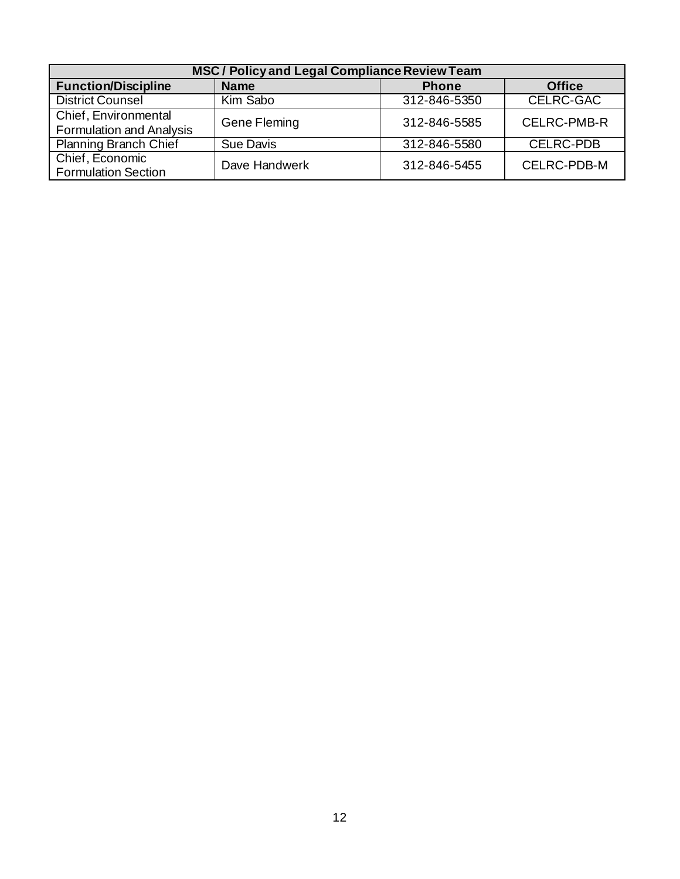| MSC / Policy and Legal Compliance Review Team | | | |
|---|---|---|---|
| **Function/Discipline** | **Name** | **Phone** | **Office** |
| District Counsel | Kim Sabo | 312-846-5350 | CELRC-GAC |
| Chief, Environmental Formulation and Analysis | Gene Fleming | 312-846-5585 | CELRC-PMB-R |
| Planning Branch Chief | Sue Davis | 312-846-5580 | CELRC-PDB |
| Chief, Economic Formulation Section | Dave Handwerk | 312-846-5455 | CELRC-PDB-M |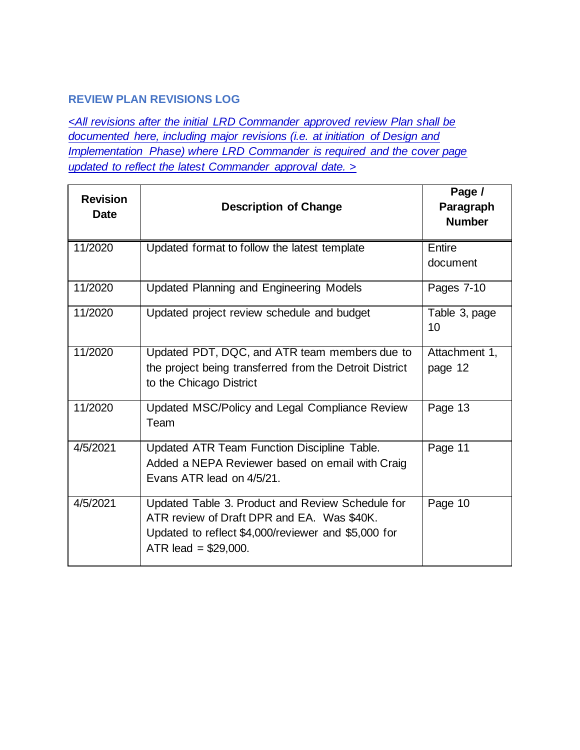## REVIEW PLAN REVISIONS LOG

*<All revisions after the initial LRD Commander approved review Plan shall be documented here, including major revisions (i.e. at initiation of Design and Implementation Phase) where LRD Commander is required and the cover page updated to reflect the latest Commander approval date. >*

| Revision Date | Description of Change | Page / Paragraph Number |
|---|---|---|
| 11/2020 | Updated format to follow the latest template | Entire document |
| 11/2020 | Updated Planning and Engineering Models | Pages 7-10 |
| 11/2020 | Updated project review schedule and budget | Table 3, page 10 |
| 11/2020 | Updated PDT, DQC, and ATR team members due to the project being transferred from the Detroit District to the Chicago District | Attachment 1, page 12 |
| 11/2020 | Updated MSC/Policy and Legal Compliance Review Team | Page 13 |
| 4/5/2021 | Updated ATR Team Function Discipline Table. Added a NEPA Reviewer based on email with Craig Evans ATR lead on 4/5/21. | Page 11 |
| 4/5/2021 | Updated Table 3. Product and Review Schedule for ATR review of Draft DPR and EA. Was $40K. Updated to reflect $4,000/reviewer and $5,000 for ATR lead = $29,000. | Page 10 |